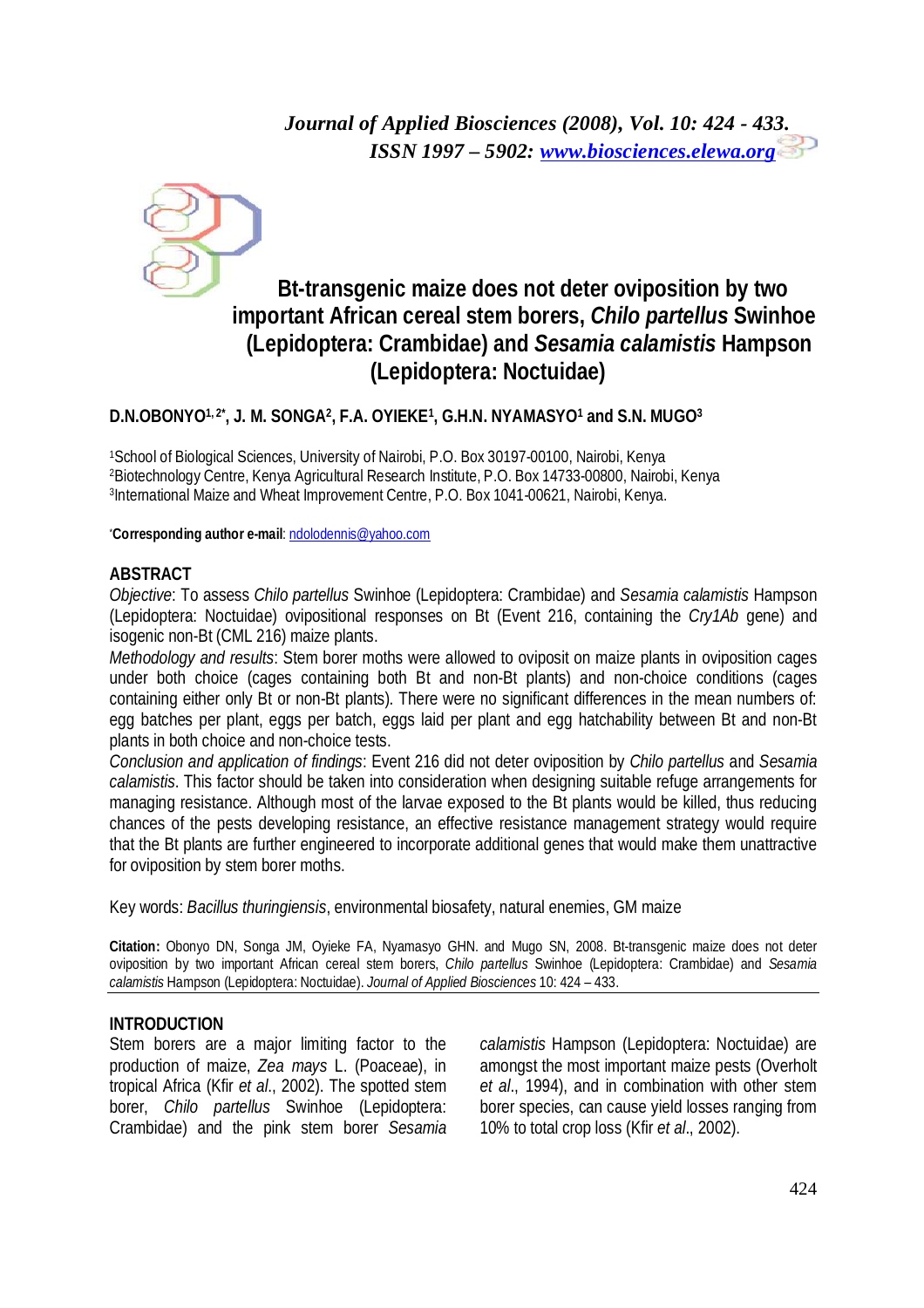# Bt-transgenic maize does not deter oviposition by two important African cereal stem borers, *Chilo partellus* Swinhoe (Lepidoptera: Crambidae) and *Sesamia calamistis* Hampson (Lepidoptera: Noctuidae)

**D.N.OBONYO[1,2*], J. M. SONGA[2], F.A. OYIEKE[1], G.H.N. NYAMASYO[1] and S.N. MUGO[3]**

[1]School of Biological Sciences, University of Nairobi, P.O. Box 30197-00100, Nairobi, Kenya
[2]Biotechnology Centre, Kenya Agricultural Research Institute, P.O. Box 14733-00800, Nairobi, Kenya
[3]International Maize and Wheat Improvement Centre, P.O. Box 1041-00621, Nairobi, Kenya.

*Corresponding author e-mail**: ndolodennis@yahoo.com

## ABSTRACT

*Objective*: To assess *Chilo partellus* Swinhoe (Lepidoptera: Crambidae) and *Sesamia calamistis* Hampson (Lepidoptera: Noctuidae) ovipositional responses on Bt (Event 216, containing the *Cry1Ab* gene) and isogenic non-Bt (CML 216) maize plants.

*Methodology and results*: Stem borer moths were allowed to oviposit on maize plants in oviposition cages under both choice (cages containing both Bt and non-Bt plants) and non-choice conditions (cages containing either only Bt or non-Bt plants). There were no significant differences in the mean numbers of: egg batches per plant, eggs per batch, eggs laid per plant and egg hatchability between Bt and non-Bt plants in both choice and non-choice tests.

*Conclusion and application of findings*: Event 216 did not deter oviposition by *Chilo partellus* and *Sesamia calamistis*. This factor should be taken into consideration when designing suitable refuge arrangements for managing resistance. Although most of the larvae exposed to the Bt plants would be killed, thus reducing chances of the pests developing resistance, an effective resistance management strategy would require that the Bt plants are further engineered to incorporate additional genes that would make them unattractive for oviposition by stem borer moths.

Key words: *Bacillus thuringiensis*, environmental biosafety, natural enemies, GM maize

**Citation:** Obonyo DN, Songa JM, Oyieke FA, Nyamasyo GHN. and Mugo SN, 2008. Bt-transgenic maize does not deter oviposition by two important African cereal stem borers, *Chilo partellus* Swinhoe (Lepidoptera: Crambidae) and *Sesamia calamistis* Hampson (Lepidoptera: Noctuidae). *Journal of Applied Biosciences* 10: 424 – 433.

## INTRODUCTION

Stem borers are a major limiting factor to the production of maize, *Zea mays* L. (Poaceae), in tropical Africa (Kfir *et al*., 2002). The spotted stem borer, *Chilo partellus* Swinhoe (Lepidoptera: Crambidae) and the pink stem borer *Sesamia calamistis* Hampson (Lepidoptera: Noctuidae) are amongst the most important maize pests (Overholt *et al*., 1994), and in combination with other stem borer species, can cause yield losses ranging from 10% to total crop loss (Kfir *et al*., 2002).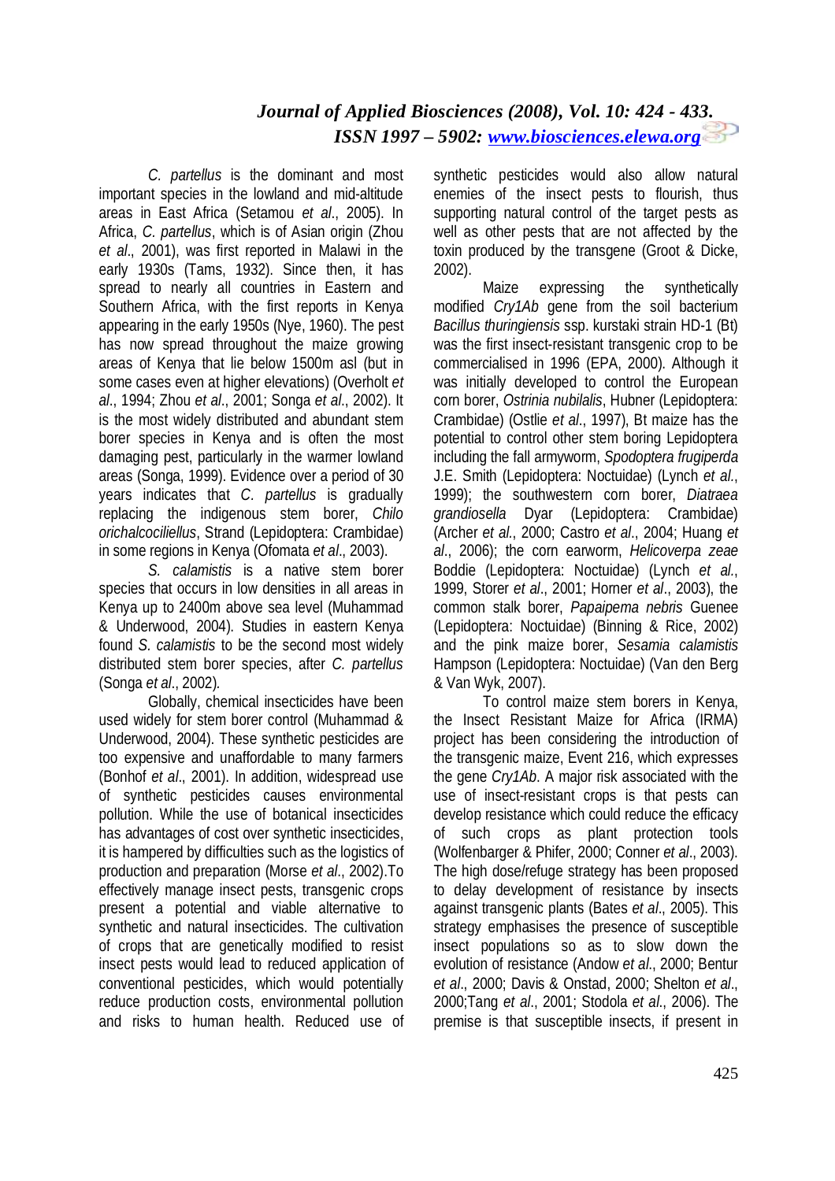*C. partellus* is the dominant and most important species in the lowland and mid-altitude areas in East Africa (Setamou *et al*., 2005). In Africa, *C. partellus*, which is of Asian origin (Zhou *et al*., 2001), was first reported in Malawi in the early 1930s (Tams, 1932). Since then, it has spread to nearly all countries in Eastern and Southern Africa, with the first reports in Kenya appearing in the early 1950s (Nye, 1960). The pest has now spread throughout the maize growing areas of Kenya that lie below 1500m asl (but in some cases even at higher elevations) (Overholt *et al*., 1994; Zhou *et al*., 2001; Songa *et al*., 2002). It is the most widely distributed and abundant stem borer species in Kenya and is often the most damaging pest, particularly in the warmer lowland areas (Songa, 1999). Evidence over a period of 30 years indicates that *C. partellus* is gradually replacing the indigenous stem borer, *Chilo orichalcociliellus*, Strand (Lepidoptera: Crambidae) in some regions in Kenya (Ofomata *et al*., 2003).

*S. calamistis* is a native stem borer species that occurs in low densities in all areas in Kenya up to 2400m above sea level (Muhammad & Underwood, 2004). Studies in eastern Kenya found *S. calamistis* to be the second most widely distributed stem borer species, after *C. partellus* (Songa *et al*., 2002).

Globally, chemical insecticides have been used widely for stem borer control (Muhammad & Underwood, 2004). These synthetic pesticides are too expensive and unaffordable to many farmers (Bonhof *et al*., 2001). In addition, widespread use of synthetic pesticides causes environmental pollution. While the use of botanical insecticides has advantages of cost over synthetic insecticides, it is hampered by difficulties such as the logistics of production and preparation (Morse *et al*., 2002).To effectively manage insect pests, transgenic crops present a potential and viable alternative to synthetic and natural insecticides. The cultivation of crops that are genetically modified to resist insect pests would lead to reduced application of conventional pesticides, which would potentially reduce production costs, environmental pollution and risks to human health. Reduced use of synthetic pesticides would also allow natural enemies of the insect pests to flourish, thus supporting natural control of the target pests as well as other pests that are not affected by the toxin produced by the transgene (Groot & Dicke, 2002).

Maize expressing the synthetically modified *Cry1Ab* gene from the soil bacterium *Bacillus thuringiensis* ssp. kurstaki strain HD-1 (Bt) was the first insect-resistant transgenic crop to be commercialised in 1996 (EPA, 2000). Although it was initially developed to control the European corn borer, *Ostrinia nubilalis*, Hubner (Lepidoptera: Crambidae) (Ostlie *et al*., 1997), Bt maize has the potential to control other stem boring Lepidoptera including the fall armyworm, *Spodoptera frugiperda* J.E. Smith (Lepidoptera: Noctuidae) (Lynch *et al*., 1999); the southwestern corn borer, *Diatraea grandiosella* Dyar (Lepidoptera: Crambidae) (Archer *et al*., 2000; Castro *et al*., 2004; Huang *et al*., 2006); the corn earworm, *Helicoverpa zeae* Boddie (Lepidoptera: Noctuidae) (Lynch *et al*., 1999, Storer *et al*., 2001; Horner *et al*., 2003), the common stalk borer, *Papaipema nebris* Guenee (Lepidoptera: Noctuidae) (Binning & Rice, 2002) and the pink maize borer, *Sesamia calamistis* Hampson (Lepidoptera: Noctuidae) (Van den Berg & Van Wyk, 2007).

To control maize stem borers in Kenya, the Insect Resistant Maize for Africa (IRMA) project has been considering the introduction of the transgenic maize, Event 216, which expresses the gene *Cry1Ab*. A major risk associated with the use of insect-resistant crops is that pests can develop resistance which could reduce the efficacy of such crops as plant protection tools (Wolfenbarger & Phifer, 2000; Conner *et al*., 2003). The high dose/refuge strategy has been proposed to delay development of resistance by insects against transgenic plants (Bates *et al*., 2005). This strategy emphasises the presence of susceptible insect populations so as to slow down the evolution of resistance (Andow *et al*., 2000; Bentur *et al*., 2000; Davis & Onstad, 2000; Shelton *et al*., 2000;Tang *et al*., 2001; Stodola *et al*., 2006). The premise is that susceptible insects, if present in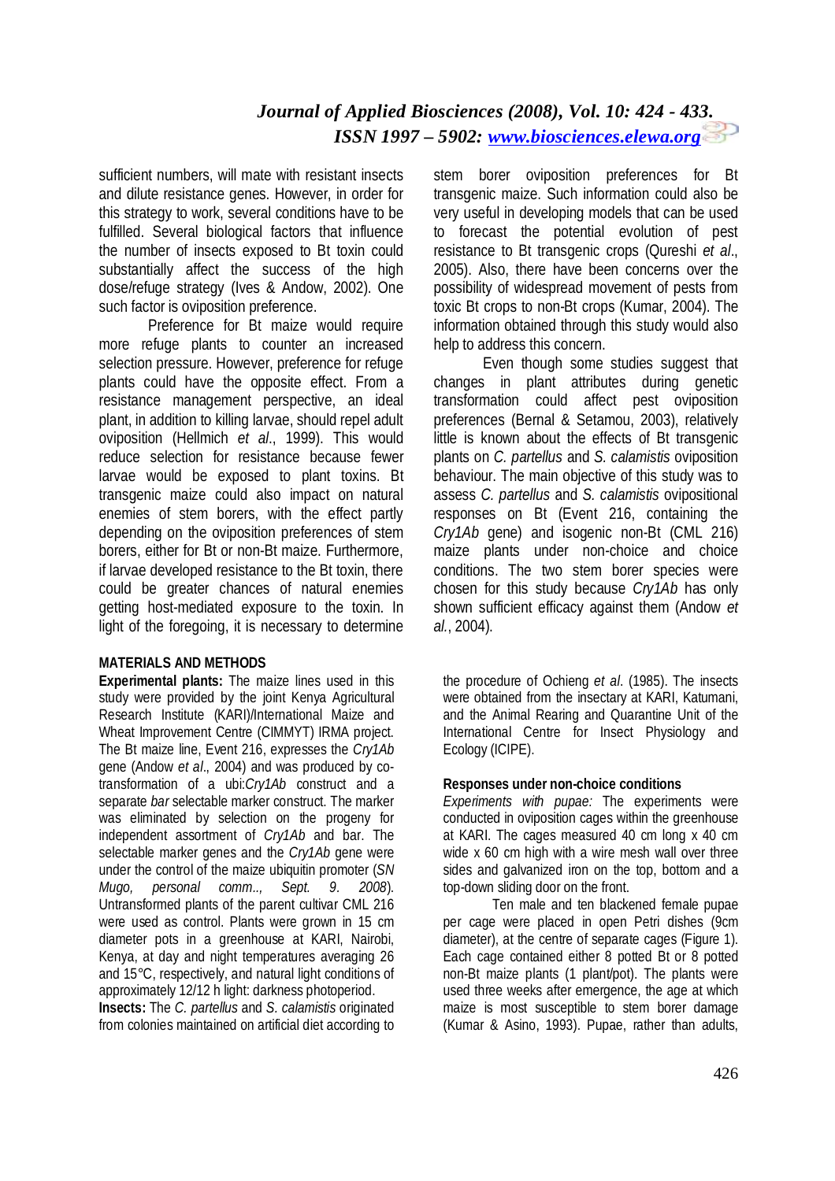sufficient numbers, will mate with resistant insects and dilute resistance genes. However, in order for this strategy to work, several conditions have to be fulfilled. Several biological factors that influence the number of insects exposed to Bt toxin could substantially affect the success of the high dose/refuge strategy (Ives & Andow, 2002). One such factor is oviposition preference.

Preference for Bt maize would require more refuge plants to counter an increased selection pressure. However, preference for refuge plants could have the opposite effect. From a resistance management perspective, an ideal plant, in addition to killing larvae, should repel adult oviposition (Hellmich *et al*., 1999). This would reduce selection for resistance because fewer larvae would be exposed to plant toxins. Bt transgenic maize could also impact on natural enemies of stem borers, with the effect partly depending on the oviposition preferences of stem borers, either for Bt or non-Bt maize. Furthermore, if larvae developed resistance to the Bt toxin, there could be greater chances of natural enemies getting host-mediated exposure to the toxin. In light of the foregoing, it is necessary to determine stem borer oviposition preferences for Bt transgenic maize. Such information could also be very useful in developing models that can be used to forecast the potential evolution of pest resistance to Bt transgenic crops (Qureshi *et al*., 2005). Also, there have been concerns over the possibility of widespread movement of pests from toxic Bt crops to non-Bt crops (Kumar, 2004). The information obtained through this study would also help to address this concern.

Even though some studies suggest that changes in plant attributes during genetic transformation could affect pest oviposition preferences (Bernal & Setamou, 2003), relatively little is known about the effects of Bt transgenic plants on *C. partellus* and *S. calamistis* oviposition behaviour. The main objective of this study was to assess *C. partellus* and *S. calamistis* ovipositional responses on Bt (Event 216, containing the *Cry1Ab* gene) and isogenic non-Bt (CML 216) maize plants under non-choice and choice conditions. The two stem borer species were chosen for this study because *Cry1Ab* has only shown sufficient efficacy against them (Andow *et al.*, 2004).

## MATERIALS AND METHODS

**Experimental plants:** The maize lines used in this study were provided by the joint Kenya Agricultural Research Institute (KARI)/International Maize and Wheat Improvement Centre (CIMMYT) IRMA project. The Bt maize line, Event 216, expresses the *Cry1Ab* gene (Andow *et al*., 2004) and was produced by co-transformation of a ubi:*Cry1Ab* construct and a separate *bar* selectable marker construct. The marker was eliminated by selection on the progeny for independent assortment of *Cry1Ab* and bar. The selectable marker genes and the *Cry1Ab* gene were under the control of the maize ubiquitin promoter (*SN Mugo, personal comm.., Sept. 9. 2008*). Untransformed plants of the parent cultivar CML 216 were used as control. Plants were grown in 15 cm diameter pots in a greenhouse at KARI, Nairobi, Kenya, at day and night temperatures averaging 26 and 15°C, respectively, and natural light conditions of approximately 12/12 h light: darkness photoperiod.

**Insects:** The *C. partellus* and *S. calamistis* originated from colonies maintained on artificial diet according to the procedure of Ochieng *et al*. (1985). The insects were obtained from the insectary at KARI, Katumani, and the Animal Rearing and Quarantine Unit of the International Centre for Insect Physiology and Ecology (ICIPE).

**Responses under non-choice conditions**

*Experiments with pupae:* The experiments were conducted in oviposition cages within the greenhouse at KARI. The cages measured 40 cm long x 40 cm wide x 60 cm high with a wire mesh wall over three sides and galvanized iron on the top, bottom and a top-down sliding door on the front.

Ten male and ten blackened female pupae per cage were placed in open Petri dishes (9cm diameter), at the centre of separate cages (Figure 1). Each cage contained either 8 potted Bt or 8 potted non-Bt maize plants (1 plant/pot). The plants were used three weeks after emergence, the age at which maize is most susceptible to stem borer damage (Kumar & Asino, 1993). Pupae, rather than adults,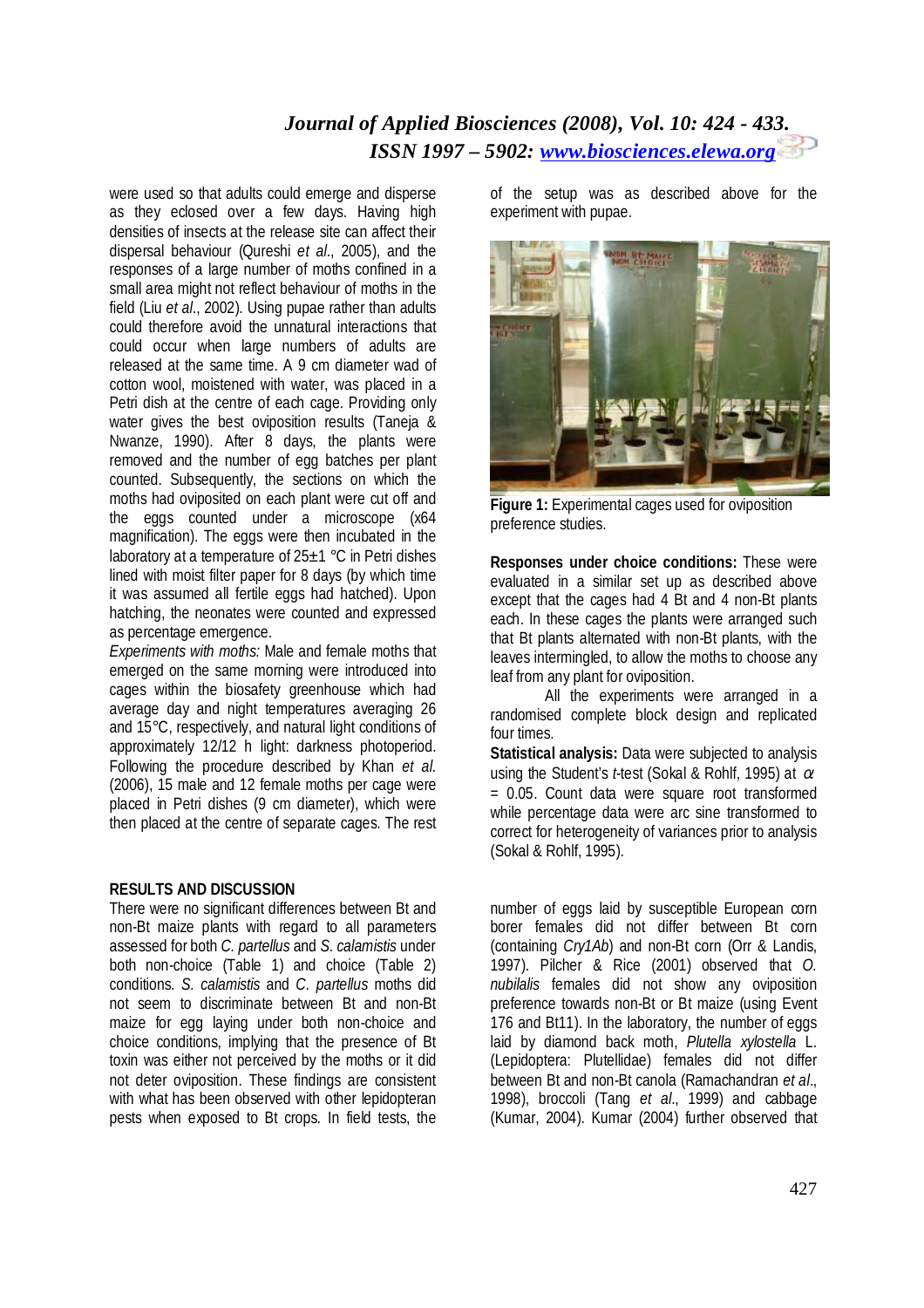were used so that adults could emerge and disperse as they eclosed over a few days. Having high densities of insects at the release site can affect their dispersal behaviour (Qureshi *et al*., 2005), and the responses of a large number of moths confined in a small area might not reflect behaviour of moths in the field (Liu *et al*., 2002). Using pupae rather than adults could therefore avoid the unnatural interactions that could occur when large numbers of adults are released at the same time. A 9 cm diameter wad of cotton wool, moistened with water, was placed in a Petri dish at the centre of each cage. Providing only water gives the best oviposition results (Taneja & Nwanze, 1990). After 8 days, the plants were removed and the number of egg batches per plant counted. Subsequently, the sections on which the moths had oviposited on each plant were cut off and the eggs counted under a microscope (x64 magnification). The eggs were then incubated in the laboratory at a temperature of 25±1 °C in Petri dishes lined with moist filter paper for 8 days (by which time it was assumed all fertile eggs had hatched). Upon hatching, the neonates were counted and expressed as percentage emergence.

*Experiments with moths:* Male and female moths that emerged on the same morning were introduced into cages within the biosafety greenhouse which had average day and night temperatures averaging 26 and 15°C, respectively, and natural light conditions of approximately 12/12 h light: darkness photoperiod. Following the procedure described by Khan *et al*. (2006), 15 male and 12 female moths per cage were placed in Petri dishes (9 cm diameter), which were then placed at the centre of separate cages. The rest of the setup was as described above for the experiment with pupae.

**Figure 1:** Experimental cages used for oviposition preference studies.

**Responses under choice conditions:** These were evaluated in a similar set up as described above except that the cages had 4 Bt and 4 non-Bt plants each. In these cages the plants were arranged such that Bt plants alternated with non-Bt plants, with the leaves intermingled, to allow the moths to choose any leaf from any plant for oviposition.

All the experiments were arranged in a randomised complete block design and replicated four times.

**Statistical analysis:** Data were subjected to analysis using the Student's *t*-test (Sokal & Rohlf, 1995) at $\alpha = 0.05$. Count data were square root transformed while percentage data were arc sine transformed to correct for heterogeneity of variances prior to analysis (Sokal & Rohlf, 1995).

## RESULTS AND DISCUSSION

There were no significant differences between Bt and non-Bt maize plants with regard to all parameters assessed for both *C. partellus* and *S. calamistis* under both non-choice (Table 1) and choice (Table 2) conditions. *S. calamistis* and *C. partellus* moths did not seem to discriminate between Bt and non-Bt maize for egg laying under both non-choice and choice conditions, implying that the presence of Bt toxin was either not perceived by the moths or it did not deter oviposition. These findings are consistent with what has been observed with other lepidopteran pests when exposed to Bt crops. In field tests, the number of eggs laid by susceptible European corn borer females did not differ between Bt corn (containing *Cry1Ab*) and non-Bt corn (Orr & Landis, 1997). Pilcher & Rice (2001) observed that *O. nubilalis* females did not show any oviposition preference towards non-Bt or Bt maize (using Event 176 and Bt11). In the laboratory, the number of eggs laid by diamond back moth, *Plutella xylostella* L. (Lepidoptera: Plutellidae) females did not differ between Bt and non-Bt canola (Ramachandran *et al*., 1998), broccoli (Tang *et al*., 1999) and cabbage (Kumar, 2004). Kumar (2004) further observed that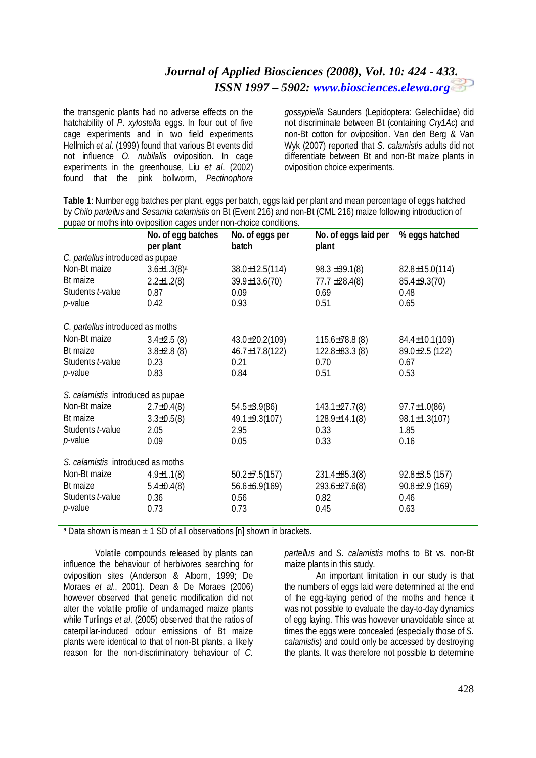the transgenic plants had no adverse effects on the hatchability of *P. xylostella* eggs. In four out of five cage experiments and in two field experiments Hellmich *et al*. (1999) found that various Bt events did not influence *O. nubilalis* oviposition. In cage experiments in the greenhouse, Liu *et al*. (2002) found that the pink bollworm, *Pectinophora gossypiella* Saunders (Lepidoptera: Gelechiidae) did not discriminate between Bt (containing *Cry1Ac*) and non-Bt cotton for oviposition. Van den Berg & Van Wyk (2007) reported that *S. calamistis* adults did not differentiate between Bt and non-Bt maize plants in oviposition choice experiments.

**Table 1**: Number egg batches per plant, eggs per batch, eggs laid per plant and mean percentage of eggs hatched by *Chilo partellus* and *Sesamia calamistis* on Bt (Event 216) and non-Bt (CML 216) maize following introduction of pupae or moths into oviposition cages under non-choice conditions.

| | No. of egg batches per plant | No. of eggs per batch | No. of eggs laid per plant | % eggs hatched |
|---|---|---|---|---|
| *C. partellus* introduced as pupae | | | | |
| Non-Bt maize | 3.6±1.3(8)[a] | 38.0±12.5(114) | 98.3 ±39.1(8) | 82.8±15.0(114) |
| Bt maize | 2.2±1.2(8) | 39.9±13.6(70) | 77.7 ±28.4(8) | 85.4±9.3(70) |
| Students *t*-value | 0.87 | 0.09 | 0.69 | 0.48 |
| *p*-value | 0.42 | 0.93 | 0.51 | 0.65 |
| *C. partellus* introduced as moths | | | | |
| Non-Bt maize | 3.4±2.5 (8) | 43.0±20.2(109) | 115.6±78.8 (8) | 84.4±10.1(109) |
| Bt maize | 3.8±2.8 (8) | 46.7±17.8(122) | 122.8±83.3 (8) | 89.0±2.5 (122) |
| Students *t*-value | 0.23 | 0.21 | 0.70 | 0.67 |
| *p*-value | 0.83 | 0.84 | 0.51 | 0.53 |
| *S. calamistis* introduced as pupae | | | | |
| Non-Bt maize | 2.7±0.4(8) | 54.5±3.9(86) | 143.1±27.7(8) | 97.7±1.0(86) |
| Bt maize | 3.3±0.5(8) | 49.1±9.3(107) | 128.9±14.1(8) | 98.1±1.3(107) |
| Students *t*-value | 2.05 | 2.95 | 0.33 | 1.85 |
| *p*-value | 0.09 | 0.05 | 0.33 | 0.16 |
| *S. calamistis* introduced as moths | | | | |
| Non-Bt maize | 4.9±1.1(8) | 50.2±7.5(157) | 231.4±85.3(8) | 92.8±3.5 (157) |
| Bt maize | 5.4±0.4(8) | 56.6±6.9(169) | 293.6±27.6(8) | 90.8±2.9 (169) |
| Students *t*-value | 0.36 | 0.56 | 0.82 | 0.46 |
| *p*-value | 0.73 | 0.73 | 0.45 | 0.63 |

[a] Data shown is mean ± 1 SD of all observations [n] shown in brackets.

Volatile compounds released by plants can influence the behaviour of herbivores searching for oviposition sites (Anderson & Alborn, 1999; De Moraes *et al*., 2001). Dean & De Moraes (2006) however observed that genetic modification did not alter the volatile profile of undamaged maize plants while Turlings *et al*. (2005) observed that the ratios of caterpillar-induced odour emissions of Bt maize plants were identical to that of non-Bt plants, a likely reason for the non-discriminatory behaviour of *C. partellus* and *S. calamistis* moths to Bt vs. non-Bt maize plants in this study.

An important limitation in our study is that the numbers of eggs laid were determined at the end of the egg-laying period of the moths and hence it was not possible to evaluate the day-to-day dynamics of egg laying. This was however unavoidable since at times the eggs were concealed (especially those of *S. calamistis*) and could only be accessed by destroying the plants. It was therefore not possible to determine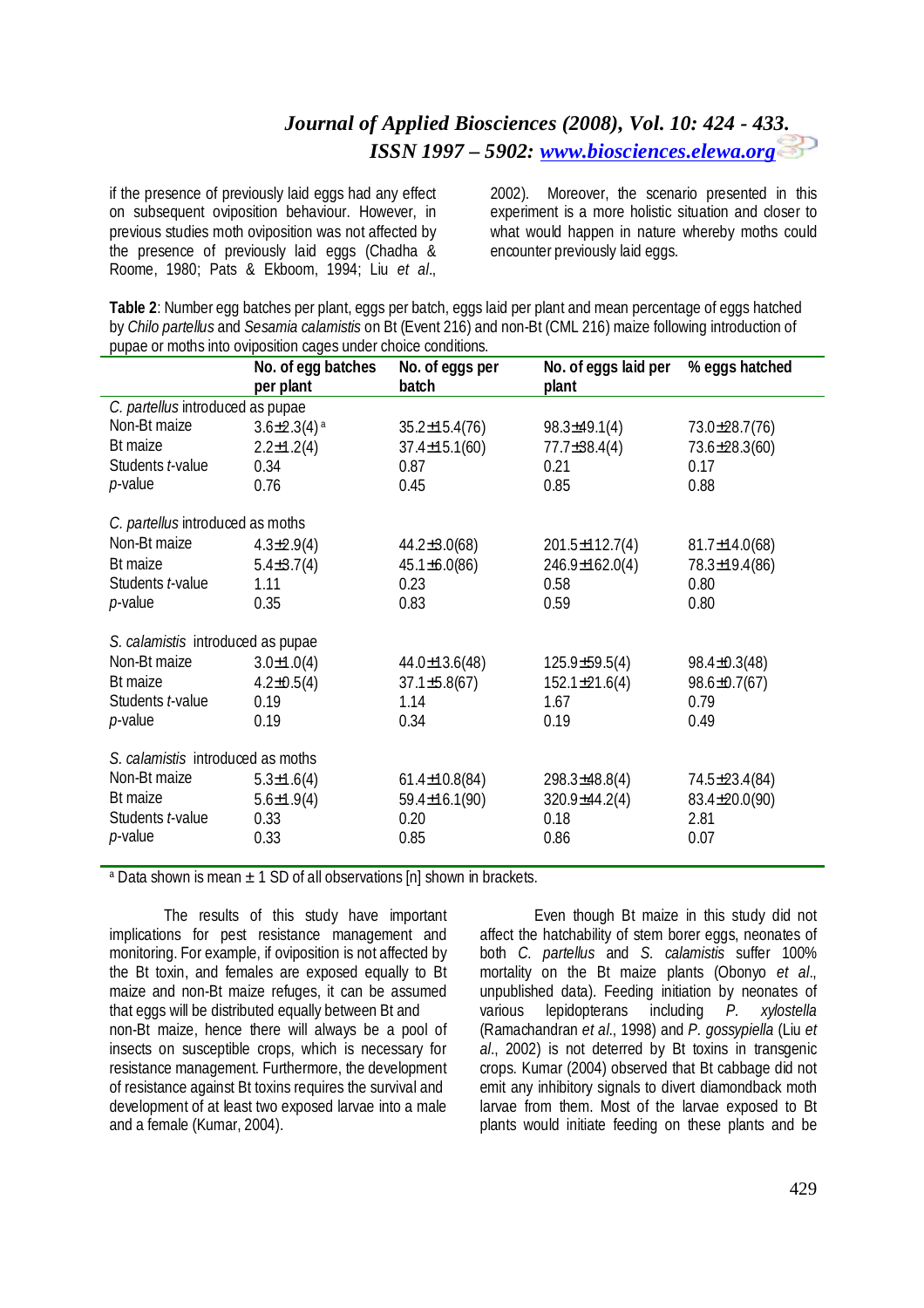if the presence of previously laid eggs had any effect on subsequent oviposition behaviour. However, in previous studies moth oviposition was not affected by the presence of previously laid eggs (Chadha & Roome, 1980; Pats & Ekboom, 1994; Liu *et al*., 2002). Moreover, the scenario presented in this experiment is a more holistic situation and closer to what would happen in nature whereby moths could encounter previously laid eggs.

**Table 2**: Number egg batches per plant, eggs per batch, eggs laid per plant and mean percentage of eggs hatched by *Chilo partellus* and *Sesamia calamistis* on Bt (Event 216) and non-Bt (CML 216) maize following introduction of pupae or moths into oviposition cages under choice conditions.

| | No. of egg batches per plant | No. of eggs per batch | No. of eggs laid per plant | % eggs hatched |
|---|---|---|---|---|
| *C. partellus* introduced as pupae | | | | |
| Non-Bt maize | 3.6±2.3(4)[a] | 35.2±15.4(76) | 98.3±49.1(4) | 73.0±28.7(76) |
| Bt maize | 2.2±1.2(4) | 37.4±15.1(60) | 77.7±38.4(4) | 73.6±28.3(60) |
| Students *t*-value | 0.34 | 0.87 | 0.21 | 0.17 |
| *p*-value | 0.76 | 0.45 | 0.85 | 0.88 |
| *C. partellus* introduced as moths | | | | |
| Non-Bt maize | 4.3±2.9(4) | 44.2±3.0(68) | 201.5±112.7(4) | 81.7±14.0(68) |
| Bt maize | 5.4±3.7(4) | 45.1±6.0(86) | 246.9±162.0(4) | 78.3±19.4(86) |
| Students *t*-value | 1.11 | 0.23 | 0.58 | 0.80 |
| *p*-value | 0.35 | 0.83 | 0.59 | 0.80 |
| *S. calamistis* introduced as pupae | | | | |
| Non-Bt maize | 3.0±1.0(4) | 44.0±13.6(48) | 125.9±59.5(4) | 98.4±0.3(48) |
| Bt maize | 4.2±0.5(4) | 37.1±5.8(67) | 152.1±21.6(4) | 98.6±0.7(67) |
| Students *t*-value | 0.19 | 1.14 | 1.67 | 0.79 |
| *p*-value | 0.19 | 0.34 | 0.19 | 0.49 |
| *S. calamistis* introduced as moths | | | | |
| Non-Bt maize | 5.3±1.6(4) | 61.4±10.8(84) | 298.3±48.8(4) | 74.5±23.4(84) |
| Bt maize | 5.6±1.9(4) | 59.4±16.1(90) | 320.9±44.2(4) | 83.4±20.0(90) |
| Students *t*-value | 0.33 | 0.20 | 0.18 | 2.81 |
| *p*-value | 0.33 | 0.85 | 0.86 | 0.07 |

[a] Data shown is mean ± 1 SD of all observations [n] shown in brackets.

The results of this study have important implications for pest resistance management and monitoring. For example, if oviposition is not affected by the Bt toxin, and females are exposed equally to Bt maize and non-Bt maize refuges, it can be assumed that eggs will be distributed equally between Bt and non-Bt maize, hence there will always be a pool of insects on susceptible crops, which is necessary for resistance management. Furthermore, the development of resistance against Bt toxins requires the survival and development of at least two exposed larvae into a male and a female (Kumar, 2004).

Even though Bt maize in this study did not affect the hatchability of stem borer eggs, neonates of both *C. partellus* and *S. calamistis* suffer 100% mortality on the Bt maize plants (Obonyo *et al*., unpublished data). Feeding initiation by neonates of various lepidopterans including *P. xylostella* (Ramachandran *et al*., 1998) and *P. gossypiella* (Liu *et al*., 2002) is not deterred by Bt toxins in transgenic crops. Kumar (2004) observed that Bt cabbage did not emit any inhibitory signals to divert diamondback moth larvae from them. Most of the larvae exposed to Bt plants would initiate feeding on these plants and be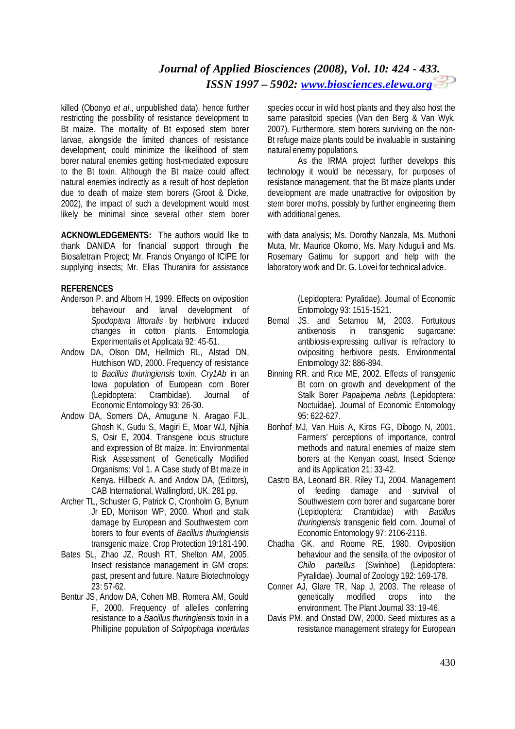killed (Obonyo *et al*., unpublished data), hence further restricting the possibility of resistance development to Bt maize. The mortality of Bt exposed stem borer larvae, alongside the limited chances of resistance development, could minimize the likelihood of stem borer natural enemies getting host-mediated exposure to the Bt toxin. Although the Bt maize could affect natural enemies indirectly as a result of host depletion due to death of maize stem borers (Groot & Dicke, 2002), the impact of such a development would most likely be minimal since several other stem borer species occur in wild host plants and they also host the same parasitoid species (Van den Berg & Van Wyk, 2007). Furthermore, stem borers surviving on the non-Bt refuge maize plants could be invaluable in sustaining natural enemy populations.

As the IRMA project further develops this technology it would be necessary, for purposes of resistance management, that the Bt maize plants under development are made unattractive for oviposition by stem borer moths, possibly by further engineering them with additional genes.

**ACKNOWLEDGEMENTS:** The authors would like to thank DANIDA for financial support through the Biosafetrain Project; Mr. Francis Onyango of ICIPE for supplying insects; Mr. Elias Thuranira for assistance with data analysis; Ms. Dorothy Nanzala, Ms. Muthoni Muta, Mr. Maurice Okomo, Ms. Mary Nduguli and Ms. Rosemary Gatimu for support and help with the laboratory work and Dr. G. Lovei for technical advice.

## REFERENCES

Anderson P. and Alborn H, 1999. Effects on oviposition behaviour and larval development of *Spodoptera littoralis* by herbivore induced changes in cotton plants. Entomologia Experimentalis et Applicata 92: 45-51.

Andow DA, Olson DM, Hellmich RL, Alstad DN, Hutchison WD, 2000. Frequency of resistance to *Bacillus thuringiensis* toxin, *Cry1Ab* in an Iowa population of European corn Borer (Lepidoptera: Crambidae). Journal of Economic Entomology 93: 26-30.

Andow DA, Somers DA, Amugune N, Aragao FJL, Ghosh K, Gudu S, Magiri E, Moar WJ, Njihia S, Osir E, 2004. Transgene locus structure and expression of Bt maize. In: Environmental Risk Assessment of Genetically Modified Organisms: Vol 1. A Case study of Bt maize in Kenya. Hillbeck A. and Andow DA, (Editors), CAB International, Wallingford, UK. 281 pp.

Archer TL, Schuster G, Patrick C, Cronholm G, Bynum Jr ED, Morrison WP, 2000. Whorl and stalk damage by European and Southwestern corn borers to four events of *Bacillus thuringiensis* transgenic maize. Crop Protection 19:181-190.

Bates SL, Zhao JZ, Roush RT, Shelton AM, 2005. Insect resistance management in GM crops: past, present and future. Nature Biotechnology 23: 57-62.

Bentur JS, Andow DA, Cohen MB, Romera AM, Gould F, 2000. Frequency of allelles conferring resistance to a *Bacillus thuringiensis* toxin in a Phillipine population of *Scirpophaga incertulas* (Lepidoptera: Pyralidae). Journal of Economic Entomology 93: 1515-1521.

Bernal JS. and Setamou M, 2003. Fortuitous antixenosis in transgenic sugarcane: antibiosis-expressing cultivar is refractory to ovipositing herbivore pests. Environmental Entomology 32: 886-894.

Binning RR. and Rice ME, 2002. Effects of transgenic Bt corn on growth and development of the Stalk Borer *Papaipema nebris* (Lepidoptera: Noctuidae). Journal of Economic Entomology 95: 622-627.

Bonhof MJ, Van Huis A, Kiros FG, Dibogo N, 2001. Farmers' perceptions of importance, control methods and natural enemies of maize stem borers at the Kenyan coast. Insect Science and its Application 21: 33-42.

Castro BA, Leonard BR, Riley TJ, 2004. Management of feeding damage and survival of Southwestern corn borer and sugarcane borer (Lepidoptera: Crambidae) with *Bacillus thuringiensis* transgenic field corn. Journal of Economic Entomology 97: 2106-2116.

Chadha GK. and Roome RE, 1980. Oviposition behaviour and the sensilla of the ovipositor of *Chilo partellus* (Swinhoe) (Lepidoptera: Pyralidae). Journal of Zoology 192: 169-178.

Conner AJ, Glare TR, Nap J, 2003. The release of genetically modified crops into the environment. The Plant Journal 33: 19-46.

Davis PM. and Onstad DW, 2000. Seed mixtures as a resistance management strategy for European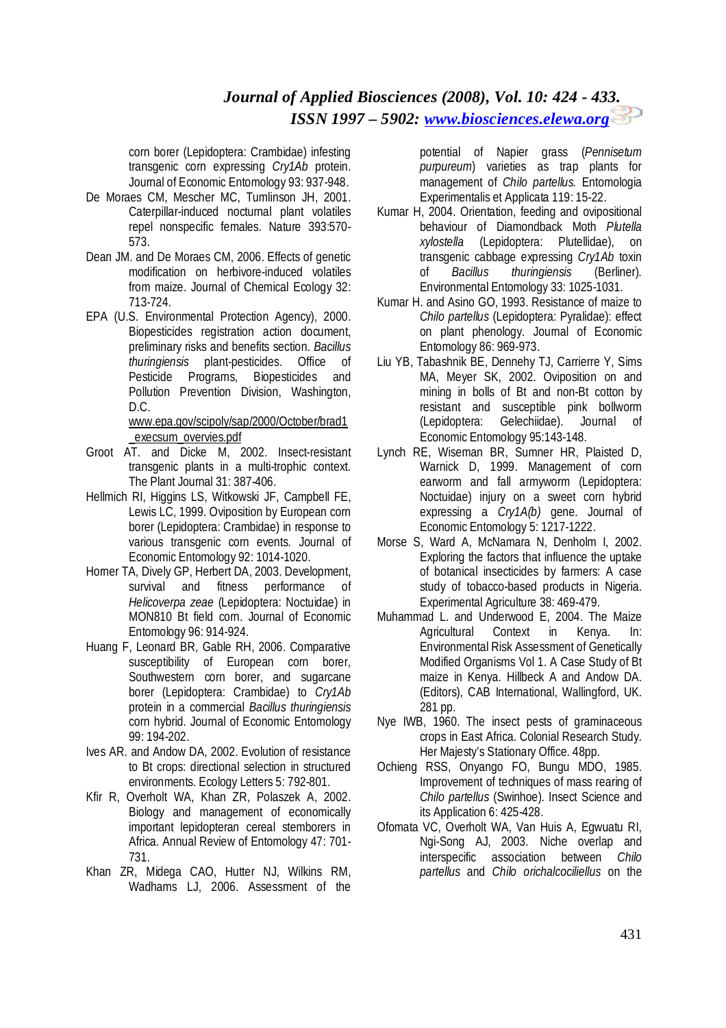corn borer (Lepidoptera: Crambidae) infesting transgenic corn expressing *Cry1Ab* protein. Journal of Economic Entomology 93: 937-948.

De Moraes CM, Mescher MC, Tumlinson JH, 2001. Caterpillar-induced nocturnal plant volatiles repel nonspecific females. Nature 393:570-573.

Dean JM. and De Moraes CM, 2006. Effects of genetic modification on herbivore-induced volatiles from maize. Journal of Chemical Ecology 32: 713-724.

EPA (U.S. Environmental Protection Agency), 2000. Biopesticides registration action document, preliminary risks and benefits section. *Bacillus thuringiensis* plant-pesticides. Office of Pesticide Programs, Biopesticides and Pollution Prevention Division, Washington, D.C. www.epa.gov/scipoly/sap/2000/October/brad1_execsum_overvies.pdf

Groot AT. and Dicke M, 2002. Insect-resistant transgenic plants in a multi-trophic context. The Plant Journal 31: 387-406.

Hellmich RI, Higgins LS, Witkowski JF, Campbell FE, Lewis LC, 1999. Oviposition by European corn borer (Lepidoptera: Crambidae) in response to various transgenic corn events. Journal of Economic Entomology 92: 1014-1020.

Horner TA, Dively GP, Herbert DA, 2003. Development, survival and fitness performance of *Helicoverpa zeae* (Lepidoptera: Noctuidae) in MON810 Bt field corn. Journal of Economic Entomology 96: 914-924.

Huang F, Leonard BR, Gable RH, 2006. Comparative susceptibility of European corn borer, Southwestern corn borer, and sugarcane borer (Lepidoptera: Crambidae) to *Cry1Ab* protein in a commercial *Bacillus thuringiensis* corn hybrid. Journal of Economic Entomology 99: 194-202.

Ives AR. and Andow DA, 2002. Evolution of resistance to Bt crops: directional selection in structured environments. Ecology Letters 5: 792-801.

Kfir R, Overholt WA, Khan ZR, Polaszek A, 2002. Biology and management of economically important lepidopteran cereal stemborers in Africa. Annual Review of Entomology 47: 701-731.

Khan ZR, Midega CAO, Hutter NJ, Wilkins RM, Wadhams LJ, 2006. Assessment of the potential of Napier grass (*Pennisetum purpureum*) varieties as trap plants for management of *Chilo partellus*. Entomologia Experimentalis et Applicata 119: 15-22.

Kumar H, 2004. Orientation, feeding and ovipositional behaviour of Diamondback Moth *Plutella xylostella* (Lepidoptera: Plutellidae), on transgenic cabbage expressing *Cry1Ab* toxin of *Bacillus thuringiensis* (Berliner). Environmental Entomology 33: 1025-1031.

Kumar H. and Asino GO, 1993. Resistance of maize to *Chilo partellus* (Lepidoptera: Pyralidae): effect on plant phenology. Journal of Economic Entomology 86: 969-973.

Liu YB, Tabashnik BE, Dennehy TJ, Carrierre Y, Sims MA, Meyer SK, 2002. Oviposition on and mining in bolls of Bt and non-Bt cotton by resistant and susceptible pink bollworm (Lepidoptera: Gelechiidae). Journal of Economic Entomology 95:143-148.

Lynch RE, Wiseman BR, Sumner HR, Plaisted D, Warnick D, 1999. Management of corn earworm and fall armyworm (Lepidoptera: Noctuidae) injury on a sweet corn hybrid expressing a *Cry1A(b)* gene. Journal of Economic Entomology 5: 1217-1222.

Morse S, Ward A, McNamara N, Denholm I, 2002. Exploring the factors that influence the uptake of botanical insecticides by farmers: A case study of tobacco-based products in Nigeria. Experimental Agriculture 38: 469-479.

Muhammad L. and Underwood E, 2004. The Maize Agricultural Context in Kenya. In: Environmental Risk Assessment of Genetically Modified Organisms Vol 1. A Case Study of Bt maize in Kenya. Hillbeck A and Andow DA. (Editors), CAB International, Wallingford, UK. 281 pp.

Nye IWB, 1960. The insect pests of graminaceous crops in East Africa. Colonial Research Study. Her Majesty's Stationary Office. 48pp.

Ochieng RSS, Onyango FO, Bungu MDO, 1985. Improvement of techniques of mass rearing of *Chilo partellus* (Swinhoe). Insect Science and its Application 6: 425-428.

Ofomata VC, Overholt WA, Van Huis A, Egwuatu RI, Ngi-Song AJ, 2003. Niche overlap and interspecific association between *Chilo partellus* and *Chilo orichalcociliellus* on the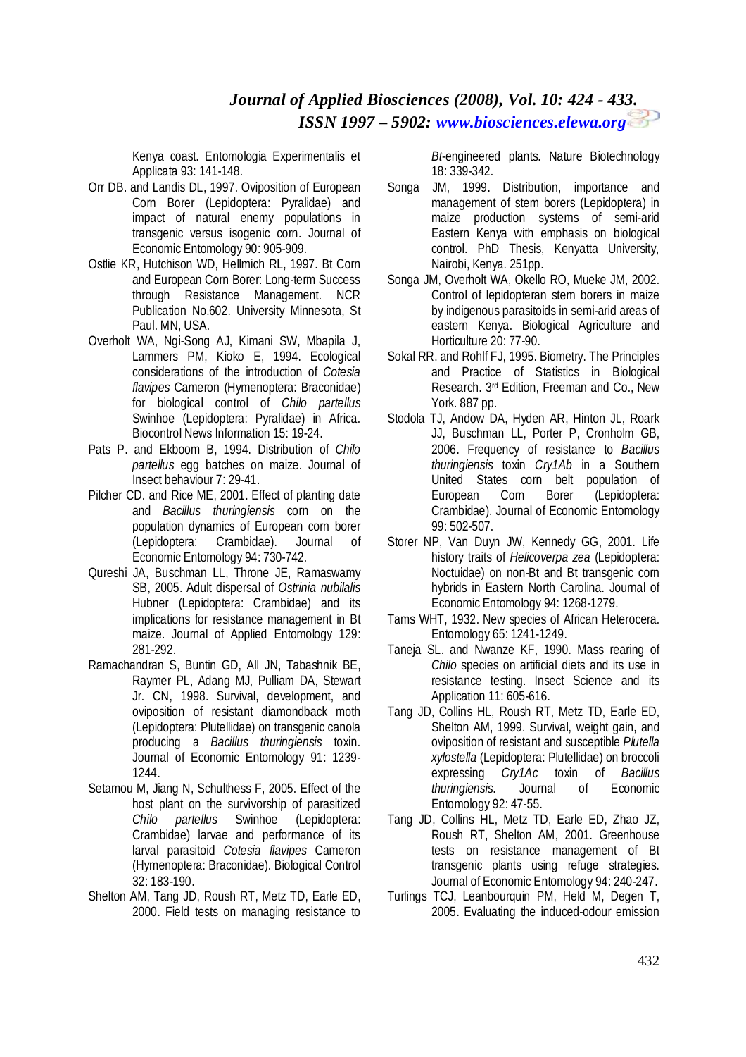Kenya coast. Entomologia Experimentalis et Applicata 93: 141-148.

Orr DB. and Landis DL, 1997. Oviposition of European Corn Borer (Lepidoptera: Pyralidae) and impact of natural enemy populations in transgenic versus isogenic corn. Journal of Economic Entomology 90: 905-909.

Ostlie KR, Hutchison WD, Hellmich RL, 1997. Bt Corn and European Corn Borer: Long-term Success through Resistance Management. NCR Publication No.602. University Minnesota, St Paul. MN, USA.

Overholt WA, Ngi-Song AJ, Kimani SW, Mbapila J, Lammers PM, Kioko E, 1994. Ecological considerations of the introduction of *Cotesia flavipes* Cameron (Hymenoptera: Braconidae) for biological control of *Chilo partellus* Swinhoe (Lepidoptera: Pyralidae) in Africa. Biocontrol News Information 15: 19-24.

Pats P. and Ekboom B, 1994. Distribution of *Chilo partellus* egg batches on maize. Journal of Insect behaviour 7: 29-41.

Pilcher CD. and Rice ME, 2001. Effect of planting date and *Bacillus thuringiensis* corn on the population dynamics of European corn borer (Lepidoptera: Crambidae). Journal of Economic Entomology 94: 730-742.

Qureshi JA, Buschman LL, Throne JE, Ramaswamy SB, 2005. Adult dispersal of *Ostrinia nubilalis* Hubner (Lepidoptera: Crambidae) and its implications for resistance management in Bt maize. Journal of Applied Entomology 129: 281-292.

Ramachandran S, Buntin GD, All JN, Tabashnik BE, Raymer PL, Adang MJ, Pulliam DA, Stewart Jr. CN, 1998. Survival, development, and oviposition of resistant diamondback moth (Lepidoptera: Plutellidae) on transgenic canola producing a *Bacillus thuringiensis* toxin. Journal of Economic Entomology 91: 1239-1244.

Setamou M, Jiang N, Schulthess F, 2005. Effect of the host plant on the survivorship of parasitized *Chilo partellus* Swinhoe (Lepidoptera: Crambidae) larvae and performance of its larval parasitoid *Cotesia flavipes* Cameron (Hymenoptera: Braconidae). Biological Control 32: 183-190.

Shelton AM, Tang JD, Roush RT, Metz TD, Earle ED, 2000. Field tests on managing resistance to *Bt*-engineered plants. Nature Biotechnology 18: 339-342.

Songa JM, 1999. Distribution, importance and management of stem borers (Lepidoptera) in maize production systems of semi-arid Eastern Kenya with emphasis on biological control. PhD Thesis, Kenyatta University, Nairobi, Kenya. 251pp.

Songa JM, Overholt WA, Okello RO, Mueke JM, 2002. Control of lepidopteran stem borers in maize by indigenous parasitoids in semi-arid areas of eastern Kenya. Biological Agriculture and Horticulture 20: 77-90.

Sokal RR. and Rohlf FJ, 1995. Biometry. The Principles and Practice of Statistics in Biological Research. 3rd Edition, Freeman and Co., New York. 887 pp.

Stodola TJ, Andow DA, Hyden AR, Hinton JL, Roark JJ, Buschman LL, Porter P, Cronholm GB, 2006. Frequency of resistance to *Bacillus thuringiensis* toxin *Cry1Ab* in a Southern United States corn belt population of European Corn Borer (Lepidoptera: Crambidae). Journal of Economic Entomology 99: 502-507.

Storer NP, Van Duyn JW, Kennedy GG, 2001. Life history traits of *Helicoverpa zea* (Lepidoptera: Noctuidae) on non-Bt and Bt transgenic corn hybrids in Eastern North Carolina. Journal of Economic Entomology 94: 1268-1279.

Tams WHT, 1932. New species of African Heterocera. Entomology 65: 1241-1249.

Taneja SL. and Nwanze KF, 1990. Mass rearing of *Chilo* species on artificial diets and its use in resistance testing. Insect Science and its Application 11: 605-616.

Tang JD, Collins HL, Roush RT, Metz TD, Earle ED, Shelton AM, 1999. Survival, weight gain, and oviposition of resistant and susceptible *Plutella xylostella* (Lepidoptera: Plutellidae) on broccoli expressing *Cry1Ac* toxin of *Bacillus thuringiensis*. Journal of Economic Entomology 92: 47-55.

Tang JD, Collins HL, Metz TD, Earle ED, Zhao JZ, Roush RT, Shelton AM, 2001. Greenhouse tests on resistance management of Bt transgenic plants using refuge strategies. Journal of Economic Entomology 94: 240-247.

Turlings TCJ, Leanbourquin PM, Held M, Degen T, 2005. Evaluating the induced-odour emission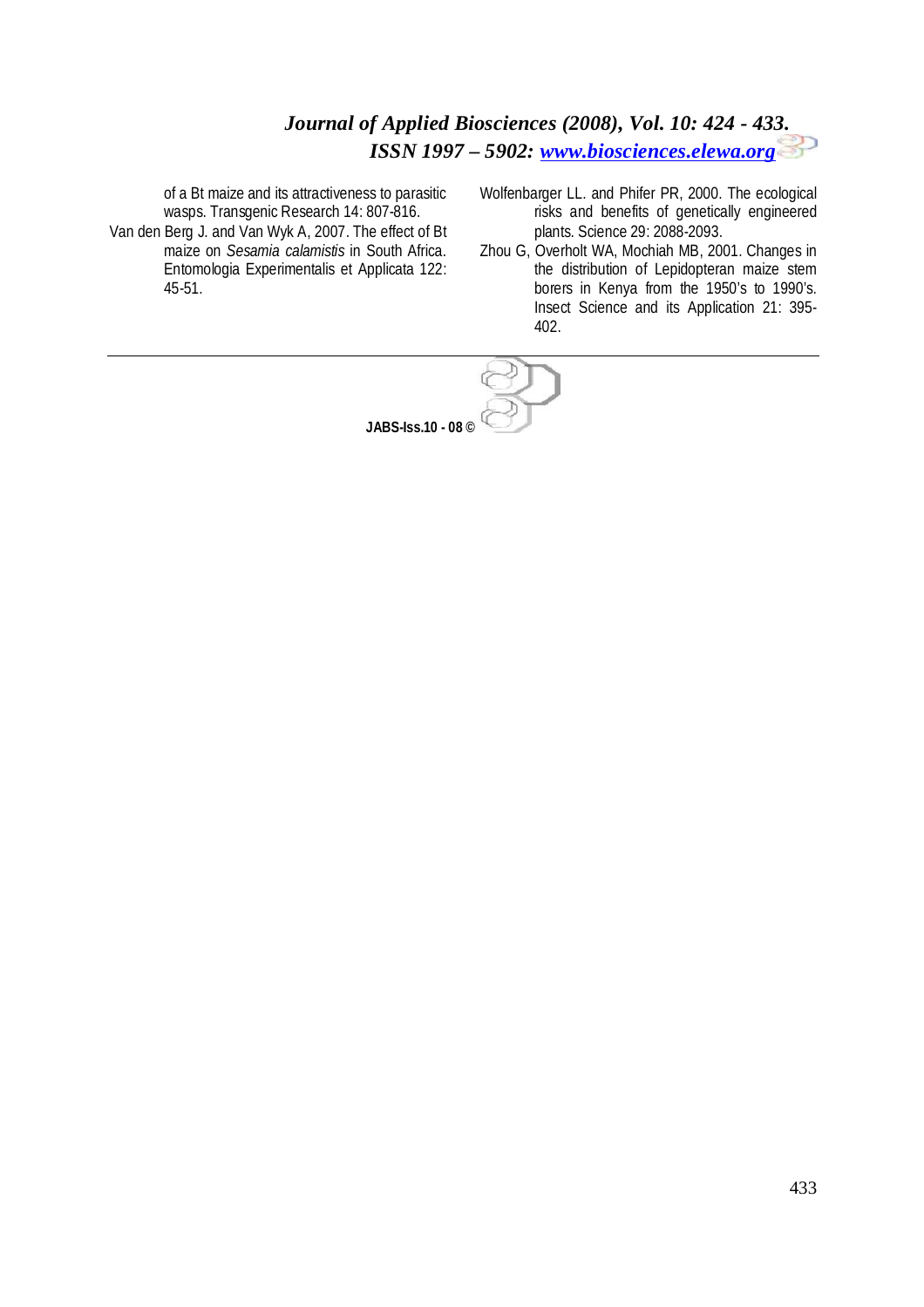of a Bt maize and its attractiveness to parasitic wasps. Transgenic Research 14: 807-816.

Van den Berg J. and Van Wyk A, 2007. The effect of Bt maize on *Sesamia calamistis* in South Africa. Entomologia Experimentalis et Applicata 122: 45-51.

Wolfenbarger LL. and Phifer PR, 2000. The ecological risks and benefits of genetically engineered plants. Science 29: 2088-2093.

Zhou G, Overholt WA, Mochiah MB, 2001. Changes in the distribution of Lepidopteran maize stem borers in Kenya from the 1950's to 1990's. Insect Science and its Application 21: 395-402.

---

**JABS-Iss.10 - 08 ©**